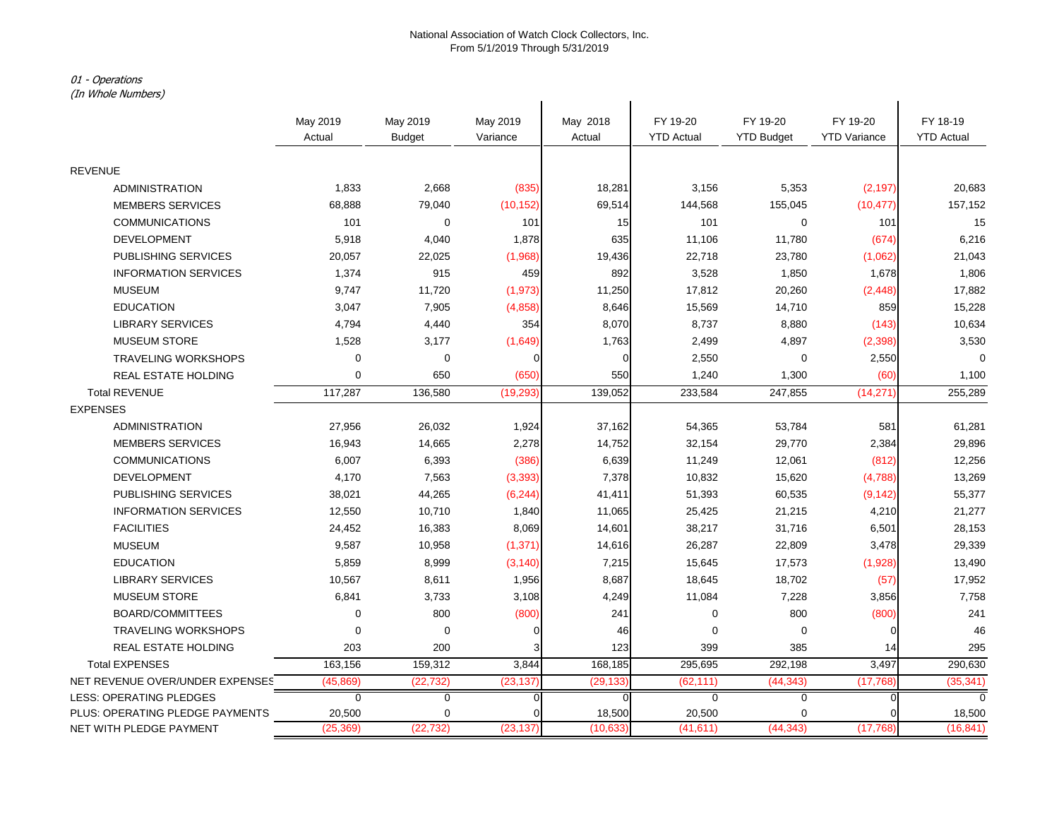National Association of Watch Clock Collectors, Inc.
From 5/1/2019 Through 5/31/2019

*01 - Operations*
*(In Whole Numbers)*

| | May 2019 Actual | May 2019 Budget | May 2019 Variance | May 2018 Actual | FY 19-20 YTD Actual | FY 19-20 YTD Budget | FY 19-20 YTD Variance | FY 18-19 YTD Actual |
|---|---|---|---|---|---|---|---|---|
| REVENUE | | | | | | | | |
| ADMINISTRATION | 1,833 | 2,668 | (835) | 18,281 | 3,156 | 5,353 | (2,197) | 20,683 |
| MEMBERS SERVICES | 68,888 | 79,040 | (10,152) | 69,514 | 144,568 | 155,045 | (10,477) | 157,152 |
| COMMUNICATIONS | 101 | 0 | 101 | 15 | 101 | 0 | 101 | 15 |
| DEVELOPMENT | 5,918 | 4,040 | 1,878 | 635 | 11,106 | 11,780 | (674) | 6,216 |
| PUBLISHING SERVICES | 20,057 | 22,025 | (1,968) | 19,436 | 22,718 | 23,780 | (1,062) | 21,043 |
| INFORMATION SERVICES | 1,374 | 915 | 459 | 892 | 3,528 | 1,850 | 1,678 | 1,806 |
| MUSEUM | 9,747 | 11,720 | (1,973) | 11,250 | 17,812 | 20,260 | (2,448) | 17,882 |
| EDUCATION | 3,047 | 7,905 | (4,858) | 8,646 | 15,569 | 14,710 | 859 | 15,228 |
| LIBRARY SERVICES | 4,794 | 4,440 | 354 | 8,070 | 8,737 | 8,880 | (143) | 10,634 |
| MUSEUM STORE | 1,528 | 3,177 | (1,649) | 1,763 | 2,499 | 4,897 | (2,398) | 3,530 |
| TRAVELING WORKSHOPS | 0 | 0 | 0 | 0 | 2,550 | 0 | 2,550 | 0 |
| REAL ESTATE HOLDING | 0 | 650 | (650) | 550 | 1,240 | 1,300 | (60) | 1,100 |
| Total REVENUE | 117,287 | 136,580 | (19,293) | 139,052 | 233,584 | 247,855 | (14,271) | 255,289 |
| EXPENSES | | | | | | | | |
| ADMINISTRATION | 27,956 | 26,032 | 1,924 | 37,162 | 54,365 | 53,784 | 581 | 61,281 |
| MEMBERS SERVICES | 16,943 | 14,665 | 2,278 | 14,752 | 32,154 | 29,770 | 2,384 | 29,896 |
| COMMUNICATIONS | 6,007 | 6,393 | (386) | 6,639 | 11,249 | 12,061 | (812) | 12,256 |
| DEVELOPMENT | 4,170 | 7,563 | (3,393) | 7,378 | 10,832 | 15,620 | (4,788) | 13,269 |
| PUBLISHING SERVICES | 38,021 | 44,265 | (6,244) | 41,411 | 51,393 | 60,535 | (9,142) | 55,377 |
| INFORMATION SERVICES | 12,550 | 10,710 | 1,840 | 11,065 | 25,425 | 21,215 | 4,210 | 21,277 |
| FACILITIES | 24,452 | 16,383 | 8,069 | 14,601 | 38,217 | 31,716 | 6,501 | 28,153 |
| MUSEUM | 9,587 | 10,958 | (1,371) | 14,616 | 26,287 | 22,809 | 3,478 | 29,339 |
| EDUCATION | 5,859 | 8,999 | (3,140) | 7,215 | 15,645 | 17,573 | (1,928) | 13,490 |
| LIBRARY SERVICES | 10,567 | 8,611 | 1,956 | 8,687 | 18,645 | 18,702 | (57) | 17,952 |
| MUSEUM STORE | 6,841 | 3,733 | 3,108 | 4,249 | 11,084 | 7,228 | 3,856 | 7,758 |
| BOARD/COMMITTEES | 0 | 800 | (800) | 241 | 0 | 800 | (800) | 241 |
| TRAVELING WORKSHOPS | 0 | 0 | 0 | 46 | 0 | 0 | 0 | 46 |
| REAL ESTATE HOLDING | 203 | 200 | 3 | 123 | 399 | 385 | 14 | 295 |
| Total EXPENSES | 163,156 | 159,312 | 3,844 | 168,185 | 295,695 | 292,198 | 3,497 | 290,630 |
| NET REVENUE OVER/UNDER EXPENSES | (45,869) | (22,732) | (23,137) | (29,133) | (62,111) | (44,343) | (17,768) | (35,341) |
| LESS: OPERATING PLEDGES | 0 | 0 | 0 | 0 | 0 | 0 | 0 | 0 |
| PLUS: OPERATING PLEDGE PAYMENTS | 20,500 | 0 | 0 | 18,500 | 20,500 | 0 | 0 | 18,500 |
| NET WITH PLEDGE PAYMENT | (25,369) | (22,732) | (23,137) | (10,633) | (41,611) | (44,343) | (17,768) | (16,841) |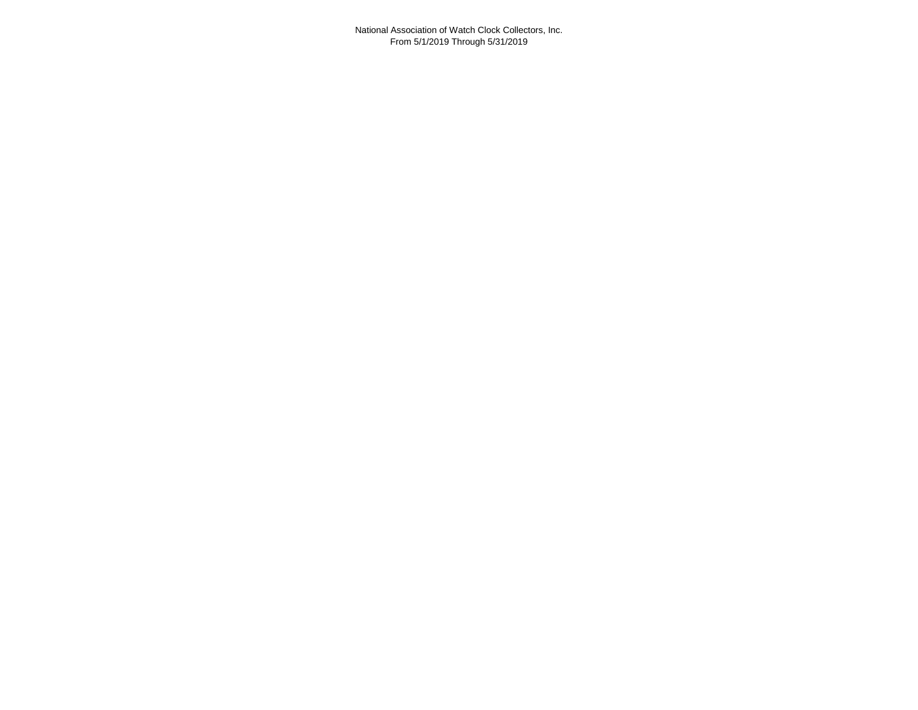National Association of Watch Clock Collectors, Inc.
From 5/1/2019 Through 5/31/2019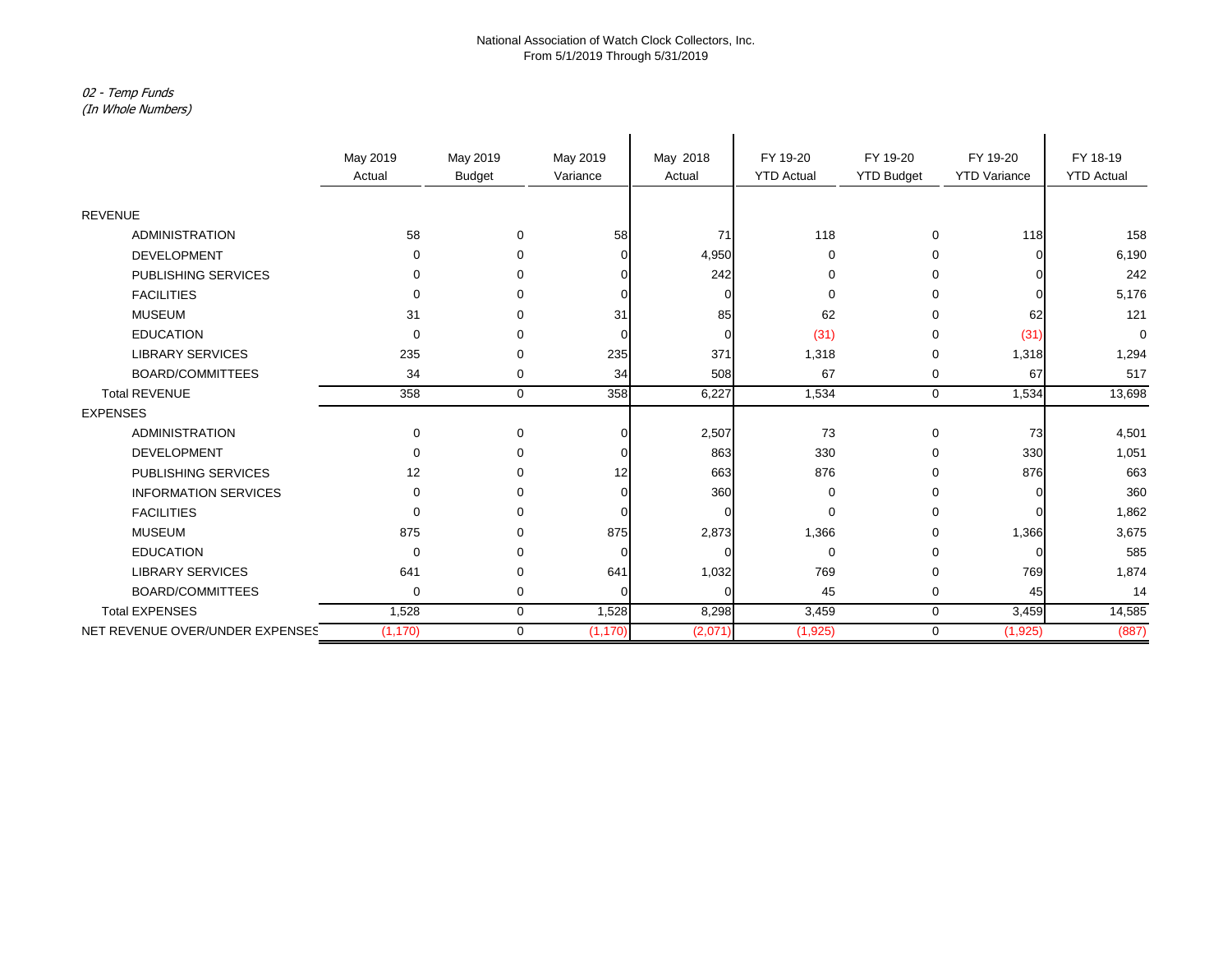National Association of Watch Clock Collectors, Inc.
From 5/1/2019 Through 5/31/2019

*02 - Temp Funds*
*(In Whole Numbers)*

| | May 2019 Actual | May 2019 Budget | May 2019 Variance | May 2018 Actual | FY 19-20 YTD Actual | FY 19-20 YTD Budget | FY 19-20 YTD Variance | FY 18-19 YTD Actual |
|---|---|---|---|---|---|---|---|---|
| REVENUE | | | | | | | | |
| ADMINISTRATION | 58 | 0 | 58 | 71 | 118 | 0 | 118 | 158 |
| DEVELOPMENT | 0 | 0 | 0 | 4,950 | 0 | 0 | 0 | 6,190 |
| PUBLISHING SERVICES | 0 | 0 | 0 | 242 | 0 | 0 | 0 | 242 |
| FACILITIES | 0 | 0 | 0 | 0 | 0 | 0 | 0 | 5,176 |
| MUSEUM | 31 | 0 | 31 | 85 | 62 | 0 | 62 | 121 |
| EDUCATION | 0 | 0 | 0 | 0 | (31) | 0 | (31) | 0 |
| LIBRARY SERVICES | 235 | 0 | 235 | 371 | 1,318 | 0 | 1,318 | 1,294 |
| BOARD/COMMITTEES | 34 | 0 | 34 | 508 | 67 | 0 | 67 | 517 |
| Total REVENUE | 358 | 0 | 358 | 6,227 | 1,534 | 0 | 1,534 | 13,698 |
| EXPENSES | | | | | | | | |
| ADMINISTRATION | 0 | 0 | 0 | 2,507 | 73 | 0 | 73 | 4,501 |
| DEVELOPMENT | 0 | 0 | 0 | 863 | 330 | 0 | 330 | 1,051 |
| PUBLISHING SERVICES | 12 | 0 | 12 | 663 | 876 | 0 | 876 | 663 |
| INFORMATION SERVICES | 0 | 0 | 0 | 360 | 0 | 0 | 0 | 360 |
| FACILITIES | 0 | 0 | 0 | 0 | 0 | 0 | 0 | 1,862 |
| MUSEUM | 875 | 0 | 875 | 2,873 | 1,366 | 0 | 1,366 | 3,675 |
| EDUCATION | 0 | 0 | 0 | 0 | 0 | 0 | 0 | 585 |
| LIBRARY SERVICES | 641 | 0 | 641 | 1,032 | 769 | 0 | 769 | 1,874 |
| BOARD/COMMITTEES | 0 | 0 | 0 | 0 | 45 | 0 | 45 | 14 |
| Total EXPENSES | 1,528 | 0 | 1,528 | 8,298 | 3,459 | 0 | 3,459 | 14,585 |
| NET REVENUE OVER/UNDER EXPENSES | (1,170) | 0 | (1,170) | (2,071) | (1,925) | 0 | (1,925) | (887) |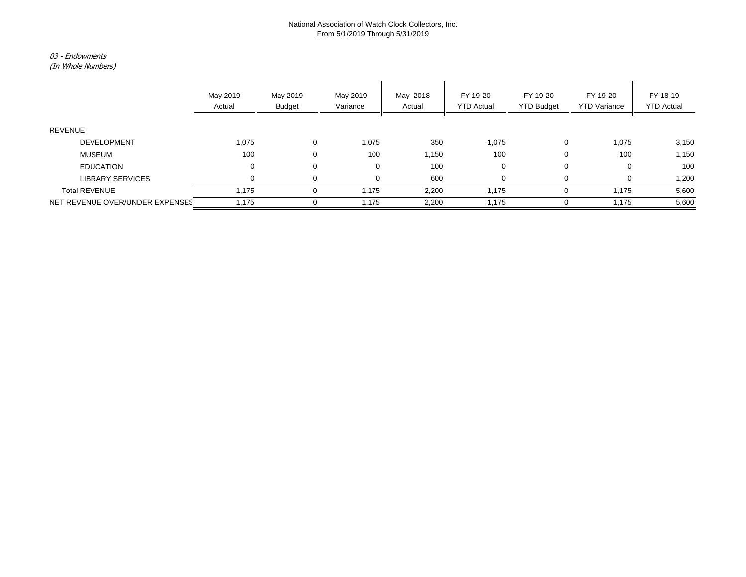National Association of Watch Clock Collectors, Inc.
From 5/1/2019 Through 5/31/2019

*03 - Endowments*
*(In Whole Numbers)*

| | May 2019 Actual | May 2019 Budget | May 2019 Variance | May 2018 Actual | FY 19-20 YTD Actual | FY 19-20 YTD Budget | FY 19-20 YTD Variance | FY 18-19 YTD Actual |
|---|---|---|---|---|---|---|---|---|
| REVENUE | | | | | | | | |
| DEVELOPMENT | 1,075 | 0 | 1,075 | 350 | 1,075 | 0 | 1,075 | 3,150 |
| MUSEUM | 100 | 0 | 100 | 1,150 | 100 | 0 | 100 | 1,150 |
| EDUCATION | 0 | 0 | 0 | 100 | 0 | 0 | 0 | 100 |
| LIBRARY SERVICES | 0 | 0 | 0 | 600 | 0 | 0 | 0 | 1,200 |
| Total REVENUE | 1,175 | 0 | 1,175 | 2,200 | 1,175 | 0 | 1,175 | 5,600 |
| NET REVENUE OVER/UNDER EXPENSES | 1,175 | 0 | 1,175 | 2,200 | 1,175 | 0 | 1,175 | 5,600 |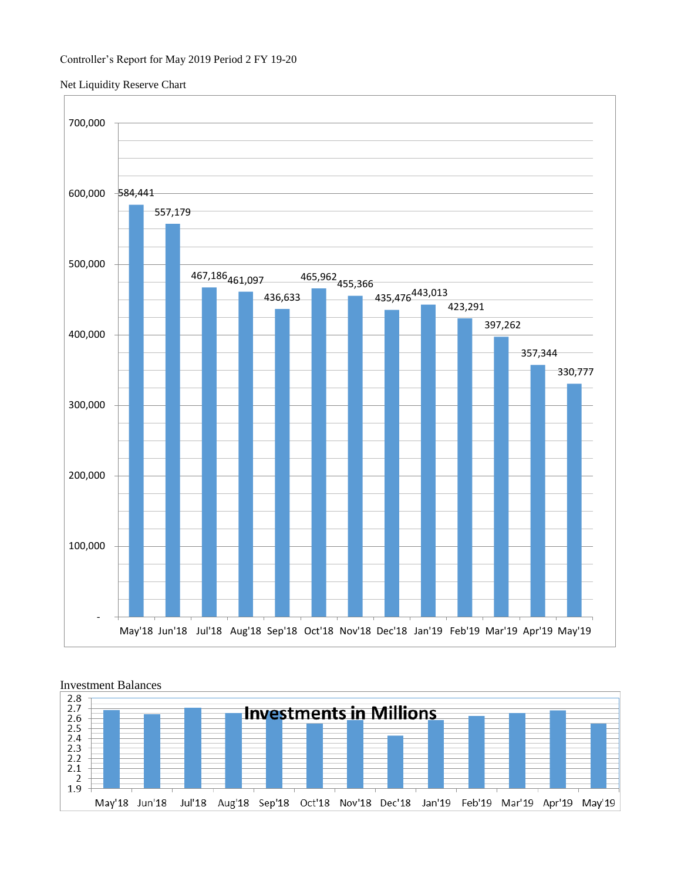Controller's Report for May 2019 Period 2 FY 19-20

Net Liquidity Reserve Chart

| Month | Net Liquidity Reserve |
|---|---|
| May'18 | 584,441 |
| Jun'18 | 557,179 |
| Jul'18 | 467,186 |
| Aug'18 | 461,097 |
| Sep'18 | 436,633 |
| Oct'18 | 465,962 |
| Nov'18 | 455,366 |
| Dec'18 | 435,476 |
| Jan'19 | 443,013 |
| Feb'19 | 423,291 |
| Mar'19 | 397,262 |
| Apr'19 | 357,344 |
| May'19 | 330,777 |

Investment Balances

**Investments in Millions**

Months shown: May'18, Jun'18, Jul'18, Aug'18, Sep'18, Oct'18, Nov'18, Dec'18, Jan'19, Feb'19, Mar'19, Apr'19, May'19 (y-axis 1.9 to 2.8)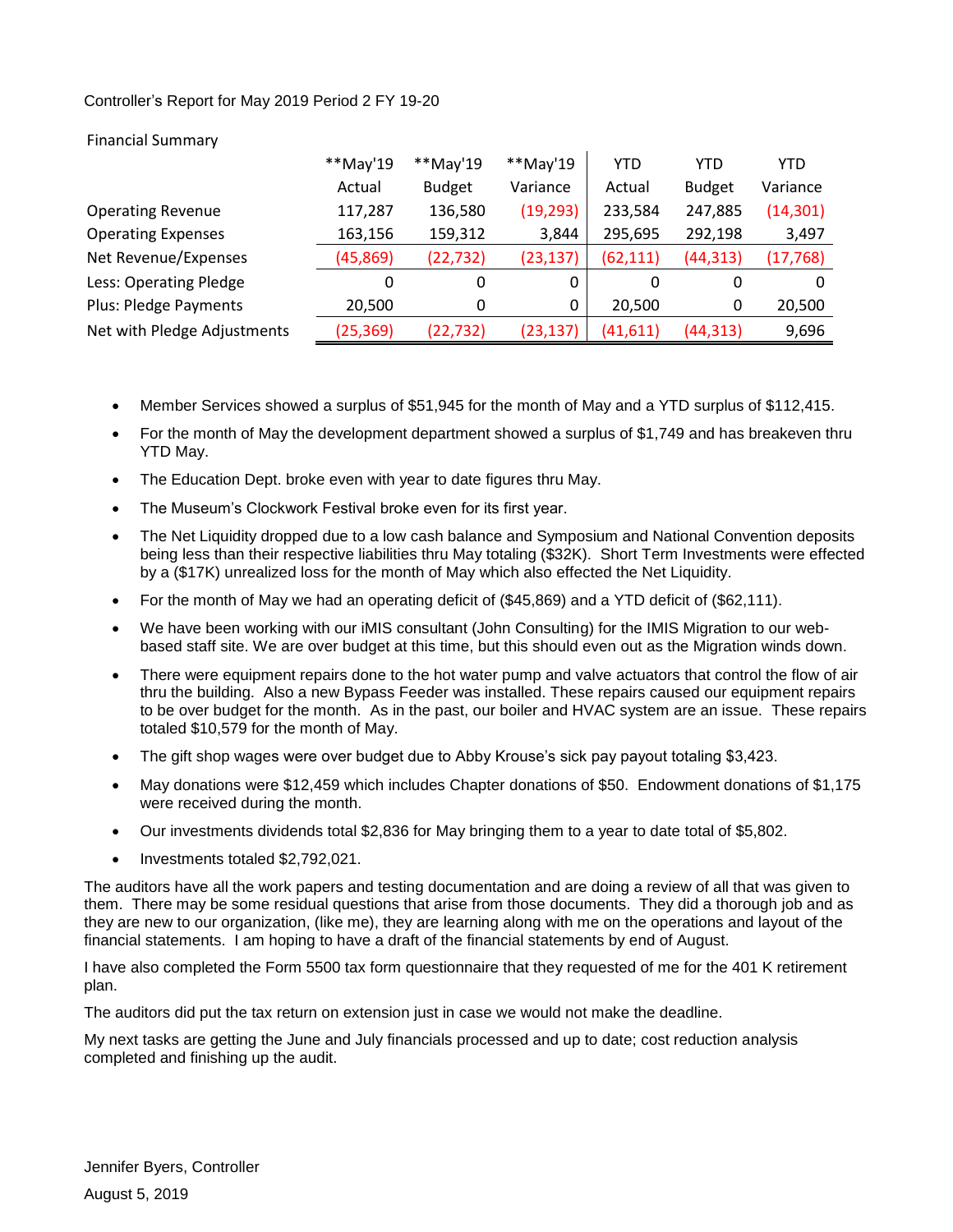Controller's Report for May 2019 Period 2 FY 19-20

Financial Summary

| | **May'19 Actual | **May'19 Budget | **May'19 Variance | YTD Actual | YTD Budget | YTD Variance |
|---|---|---|---|---|---|---|
| Operating Revenue | 117,287 | 136,580 | (19,293) | 233,584 | 247,885 | (14,301) |
| Operating Expenses | 163,156 | 159,312 | 3,844 | 295,695 | 292,198 | 3,497 |
| Net Revenue/Expenses | (45,869) | (22,732) | (23,137) | (62,111) | (44,313) | (17,768) |
| Less: Operating Pledge | 0 | 0 | 0 | 0 | 0 | 0 |
| Plus: Pledge Payments | 20,500 | 0 | 0 | 20,500 | 0 | 20,500 |
| Net with Pledge Adjustments | (25,369) | (22,732) | (23,137) | (41,611) | (44,313) | 9,696 |

- Member Services showed a surplus of $51,945 for the month of May and a YTD surplus of $112,415.
- For the month of May the development department showed a surplus of $1,749 and has breakeven thru YTD May.
- The Education Dept. broke even with year to date figures thru May.
- The Museum's Clockwork Festival broke even for its first year.
- The Net Liquidity dropped due to a low cash balance and Symposium and National Convention deposits being less than their respective liabilities thru May totaling ($32K). Short Term Investments were effected by a ($17K) unrealized loss for the month of May which also effected the Net Liquidity.
- For the month of May we had an operating deficit of ($45,869) and a YTD deficit of ($62,111).
- We have been working with our iMIS consultant (John Consulting) for the IMIS Migration to our web-based staff site. We are over budget at this time, but this should even out as the Migration winds down.
- There were equipment repairs done to the hot water pump and valve actuators that control the flow of air thru the building. Also a new Bypass Feeder was installed. These repairs caused our equipment repairs to be over budget for the month. As in the past, our boiler and HVAC system are an issue. These repairs totaled $10,579 for the month of May.
- The gift shop wages were over budget due to Abby Krouse's sick pay payout totaling $3,423.
- May donations were $12,459 which includes Chapter donations of $50. Endowment donations of $1,175 were received during the month.
- Our investments dividends total $2,836 for May bringing them to a year to date total of $5,802.
- Investments totaled $2,792,021.

The auditors have all the work papers and testing documentation and are doing a review of all that was given to them. There may be some residual questions that arise from those documents. They did a thorough job and as they are new to our organization, (like me), they are learning along with me on the operations and layout of the financial statements. I am hoping to have a draft of the financial statements by end of August.

I have also completed the Form 5500 tax form questionnaire that they requested of me for the 401 K retirement plan.

The auditors did put the tax return on extension just in case we would not make the deadline.

My next tasks are getting the June and July financials processed and up to date; cost reduction analysis completed and finishing up the audit.

Jennifer Byers, Controller

August 5, 2019